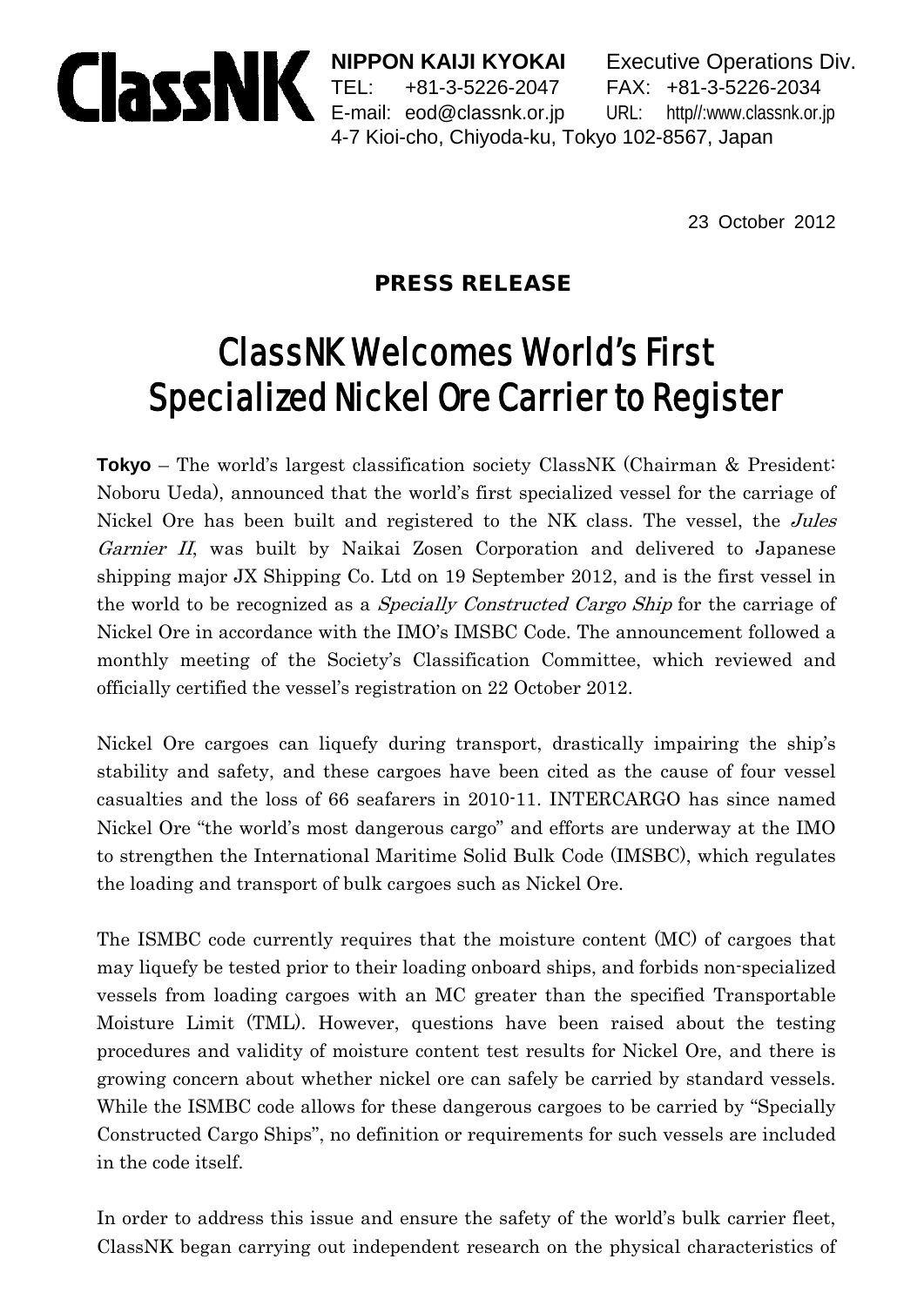**ClassNK**

**NIPPON KAIJI KYOKAI** Executive Operations Div.
TEL: +81-3-5226-2047 FAX: +81-3-5226-2034
E-mail: eod@classnk.or.jp URL: http//:www.classnk.or.jp
4-7 Kioi-cho, Chiyoda-ku, Tokyo 102-8567, Japan

23 October 2012

**PRESS RELEASE**

# ClassNK Welcomes World's First Specialized Nickel Ore Carrier to Register

**Tokyo** – The world's largest classification society ClassNK (Chairman & President: Noboru Ueda), announced that the world's first specialized vessel for the carriage of Nickel Ore has been built and registered to the NK class. The vessel, the *Jules Garnier II*, was built by Naikai Zosen Corporation and delivered to Japanese shipping major JX Shipping Co. Ltd on 19 September 2012, and is the first vessel in the world to be recognized as a *Specially Constructed Cargo Ship* for the carriage of Nickel Ore in accordance with the IMO's IMSBC Code. The announcement followed a monthly meeting of the Society's Classification Committee, which reviewed and officially certified the vessel's registration on 22 October 2012.

Nickel Ore cargoes can liquefy during transport, drastically impairing the ship's stability and safety, and these cargoes have been cited as the cause of four vessel casualties and the loss of 66 seafarers in 2010-11. INTERCARGO has since named Nickel Ore "the world's most dangerous cargo" and efforts are underway at the IMO to strengthen the International Maritime Solid Bulk Code (IMSBC), which regulates the loading and transport of bulk cargoes such as Nickel Ore.

The ISMBC code currently requires that the moisture content (MC) of cargoes that may liquefy be tested prior to their loading onboard ships, and forbids non-specialized vessels from loading cargoes with an MC greater than the specified Transportable Moisture Limit (TML). However, questions have been raised about the testing procedures and validity of moisture content test results for Nickel Ore, and there is growing concern about whether nickel ore can safely be carried by standard vessels. While the ISMBC code allows for these dangerous cargoes to be carried by "Specially Constructed Cargo Ships", no definition or requirements for such vessels are included in the code itself.

In order to address this issue and ensure the safety of the world's bulk carrier fleet, ClassNK began carrying out independent research on the physical characteristics of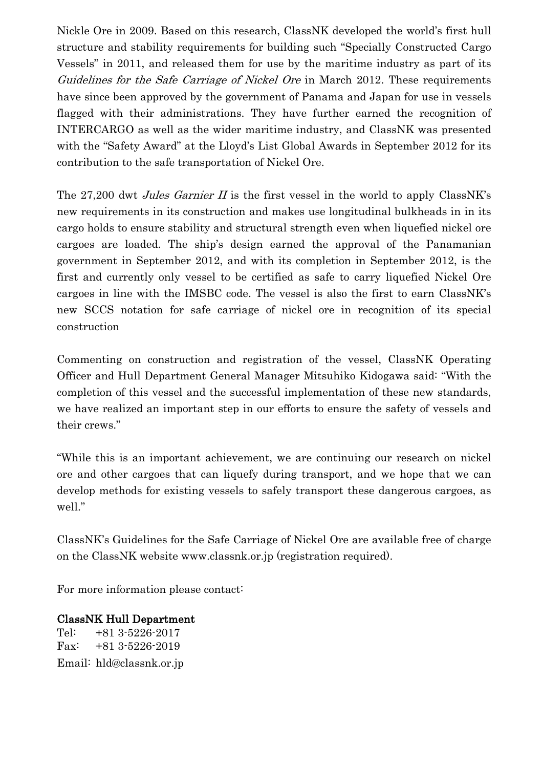Nickle Ore in 2009. Based on this research, ClassNK developed the world's first hull structure and stability requirements for building such "Specially Constructed Cargo Vessels" in 2011, and released them for use by the maritime industry as part of its *Guidelines for the Safe Carriage of Nickel Ore* in March 2012. These requirements have since been approved by the government of Panama and Japan for use in vessels flagged with their administrations. They have further earned the recognition of INTERCARGO as well as the wider maritime industry, and ClassNK was presented with the "Safety Award" at the Lloyd's List Global Awards in September 2012 for its contribution to the safe transportation of Nickel Ore.

The 27,200 dwt *Jules Garnier II* is the first vessel in the world to apply ClassNK's new requirements in its construction and makes use longitudinal bulkheads in in its cargo holds to ensure stability and structural strength even when liquefied nickel ore cargoes are loaded. The ship's design earned the approval of the Panamanian government in September 2012, and with its completion in September 2012, is the first and currently only vessel to be certified as safe to carry liquefied Nickel Ore cargoes in line with the IMSBC code. The vessel is also the first to earn ClassNK's new SCCS notation for safe carriage of nickel ore in recognition of its special construction

Commenting on construction and registration of the vessel, ClassNK Operating Officer and Hull Department General Manager Mitsuhiko Kidogawa said: "With the completion of this vessel and the successful implementation of these new standards, we have realized an important step in our efforts to ensure the safety of vessels and their crews."

"While this is an important achievement, we are continuing our research on nickel ore and other cargoes that can liquefy during transport, and we hope that we can develop methods for existing vessels to safely transport these dangerous cargoes, as well."

ClassNK's Guidelines for the Safe Carriage of Nickel Ore are available free of charge on the ClassNK website www.classnk.or.jp (registration required).

For more information please contact:

**ClassNK Hull Department**
Tel: +81 3-5226-2017
Fax: +81 3-5226-2019
Email: hld@classnk.or.jp